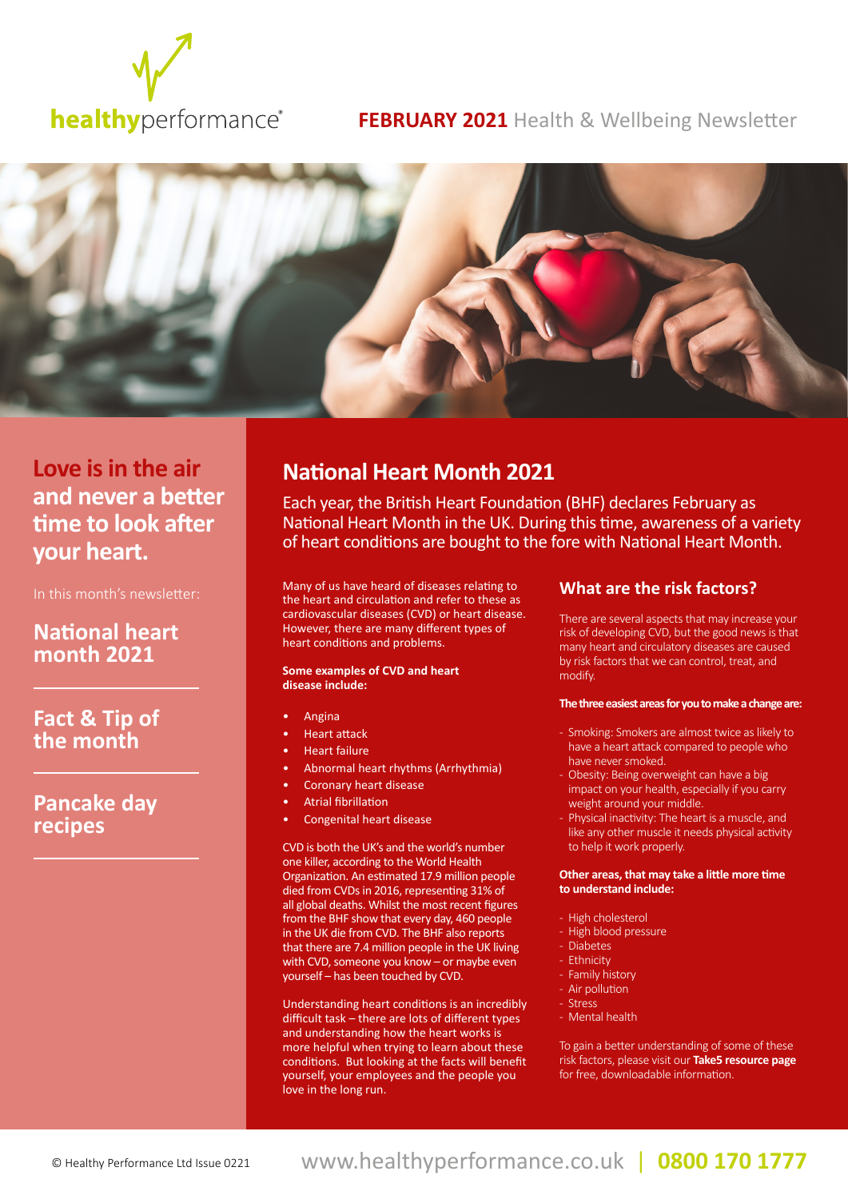healthyperformance®

**FEBRUARY 2021** Health & Wellbeing Newsletter

## Love is in the air and never a better time to look after your heart.

In this month's newsletter:

**National heart month 2021**

**Fact & Tip of the month**

**Pancake day recipes**

# National Heart Month 2021

Each year, the British Heart Foundation (BHF) declares February as National Heart Month in the UK. During this time, awareness of a variety of heart conditions are bought to the fore with National Heart Month.

Many of us have heard of diseases relating to the heart and circulation and refer to these as cardiovascular diseases (CVD) or heart disease. However, there are many different types of heart conditions and problems.

**Some examples of CVD and heart disease include:**

- Angina
- Heart attack
- Heart failure
- Abnormal heart rhythms (Arrhythmia)
- Coronary heart disease
- Atrial fibrillation
- Congenital heart disease

CVD is both the UK's and the world's number one killer, according to the World Health Organization. An estimated 17.9 million people died from CVDs in 2016, representing 31% of all global deaths. Whilst the most recent figures from the BHF show that every day, 460 people in the UK die from CVD. The BHF also reports that there are 7.4 million people in the UK living with CVD, someone you know – or maybe even yourself – has been touched by CVD.

Understanding heart conditions is an incredibly difficult task – there are lots of different types and understanding how the heart works is more helpful when trying to learn about these conditions. But looking at the facts will benefit yourself, your employees and the people you love in the long run.

## What are the risk factors?

There are several aspects that may increase your risk of developing CVD, but the good news is that many heart and circulatory diseases are caused by risk factors that we can control, treat, and modify.

**The three easiest areas for you to make a change are:**

- Smoking: Smokers are almost twice as likely to have a heart attack compared to people who have never smoked.
- Obesity: Being overweight can have a big impact on your health, especially if you carry weight around your middle.
- Physical inactivity: The heart is a muscle, and like any other muscle it needs physical activity to help it work properly.

**Other areas, that may take a little more time to understand include:**

- High cholesterol
- High blood pressure
- Diabetes
- Ethnicity
- Family history
- Air pollution
- Stress
- Mental health

To gain a better understanding of some of these risk factors, please visit our **Take5 resource page** for free, downloadable information.

© Healthy Performance Ltd Issue 0221 www.healthyperformance.co.uk | 0800 170 1777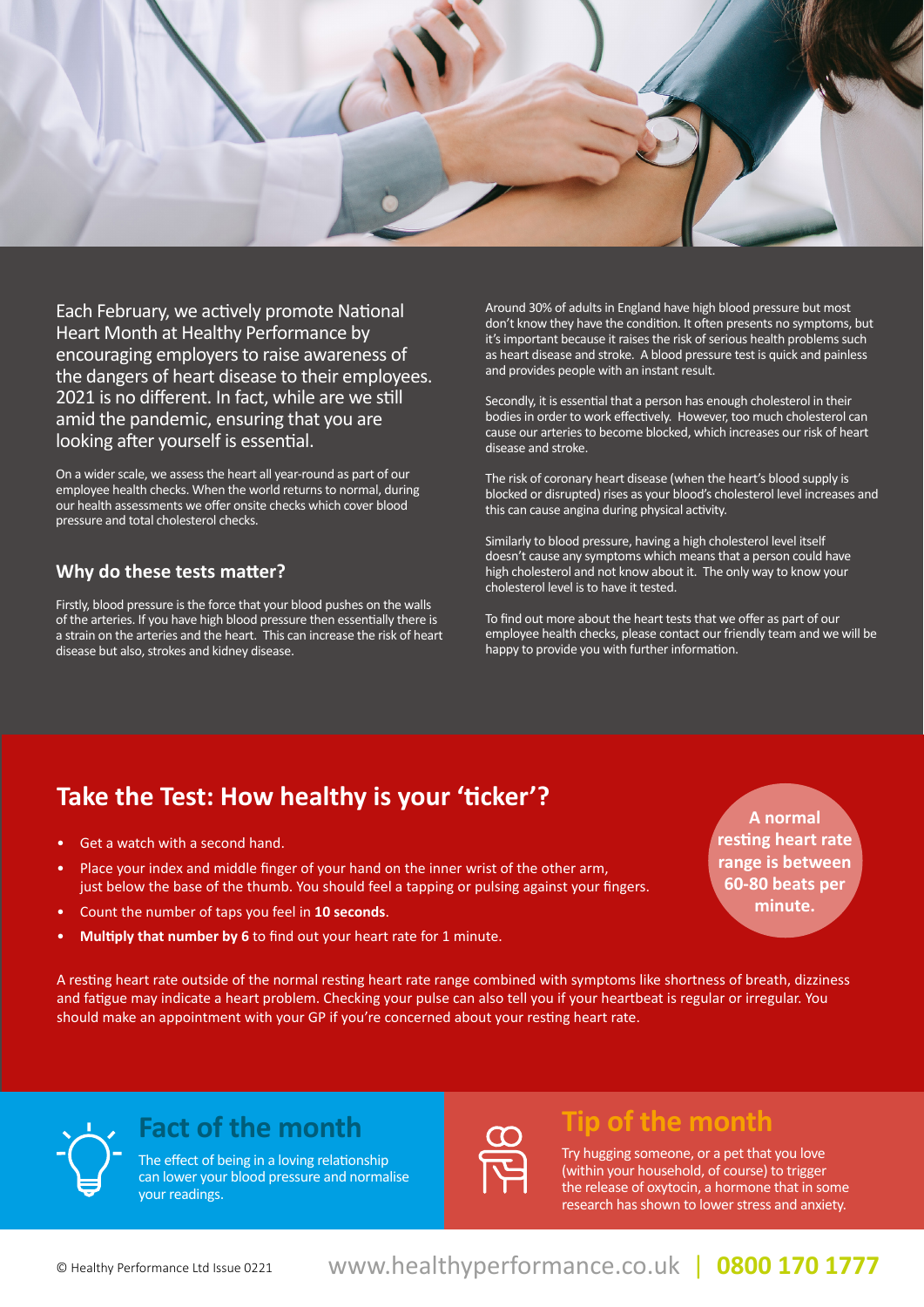Each February, we actively promote National Heart Month at Healthy Performance by encouraging employers to raise awareness of the dangers of heart disease to their employees. 2021 is no different. In fact, while are we still amid the pandemic, ensuring that you are looking after yourself is essential.

On a wider scale, we assess the heart all year-round as part of our employee health checks. When the world returns to normal, during our health assessments we offer onsite checks which cover blood pressure and total cholesterol checks.

## Why do these tests matter?

Firstly, blood pressure is the force that your blood pushes on the walls of the arteries. If you have high blood pressure then essentially there is a strain on the arteries and the heart. This can increase the risk of heart disease but also, strokes and kidney disease.

Around 30% of adults in England have high blood pressure but most don't know they have the condition. It often presents no symptoms, but it's important because it raises the risk of serious health problems such as heart disease and stroke. A blood pressure test is quick and painless and provides people with an instant result.

Secondly, it is essential that a person has enough cholesterol in their bodies in order to work effectively. However, too much cholesterol can cause our arteries to become blocked, which increases our risk of heart disease and stroke.

The risk of coronary heart disease (when the heart's blood supply is blocked or disrupted) rises as your blood's cholesterol level increases and this can cause angina during physical activity.

Similarly to blood pressure, having a high cholesterol level itself doesn't cause any symptoms which means that a person could have high cholesterol and not know about it. The only way to know your cholesterol level is to have it tested.

To find out more about the heart tests that we offer as part of our employee health checks, please contact our friendly team and we will be happy to provide you with further information.

## Take the Test: How healthy is your 'ticker'?

- Get a watch with a second hand.
- Place your index and middle finger of your hand on the inner wrist of the other arm, just below the base of the thumb. You should feel a tapping or pulsing against your fingers.
- Count the number of taps you feel in **10 seconds**.
- **Multiply that number by 6** to find out your heart rate for 1 minute.

**A normal resting heart rate range is between 60-80 beats per minute.**

A resting heart rate outside of the normal resting heart rate range combined with symptoms like shortness of breath, dizziness and fatigue may indicate a heart problem. Checking your pulse can also tell you if your heartbeat is regular or irregular. You should make an appointment with your GP if you're concerned about your resting heart rate.

## Fact of the month

The effect of being in a loving relationship can lower your blood pressure and normalise your readings.

## Tip of the month

Try hugging someone, or a pet that you love (within your household, of course) to trigger the release of oxytocin, a hormone that in some research has shown to lower stress and anxiety.

© Healthy Performance Ltd Issue 0221 www.healthyperformance.co.uk | 0800 170 1777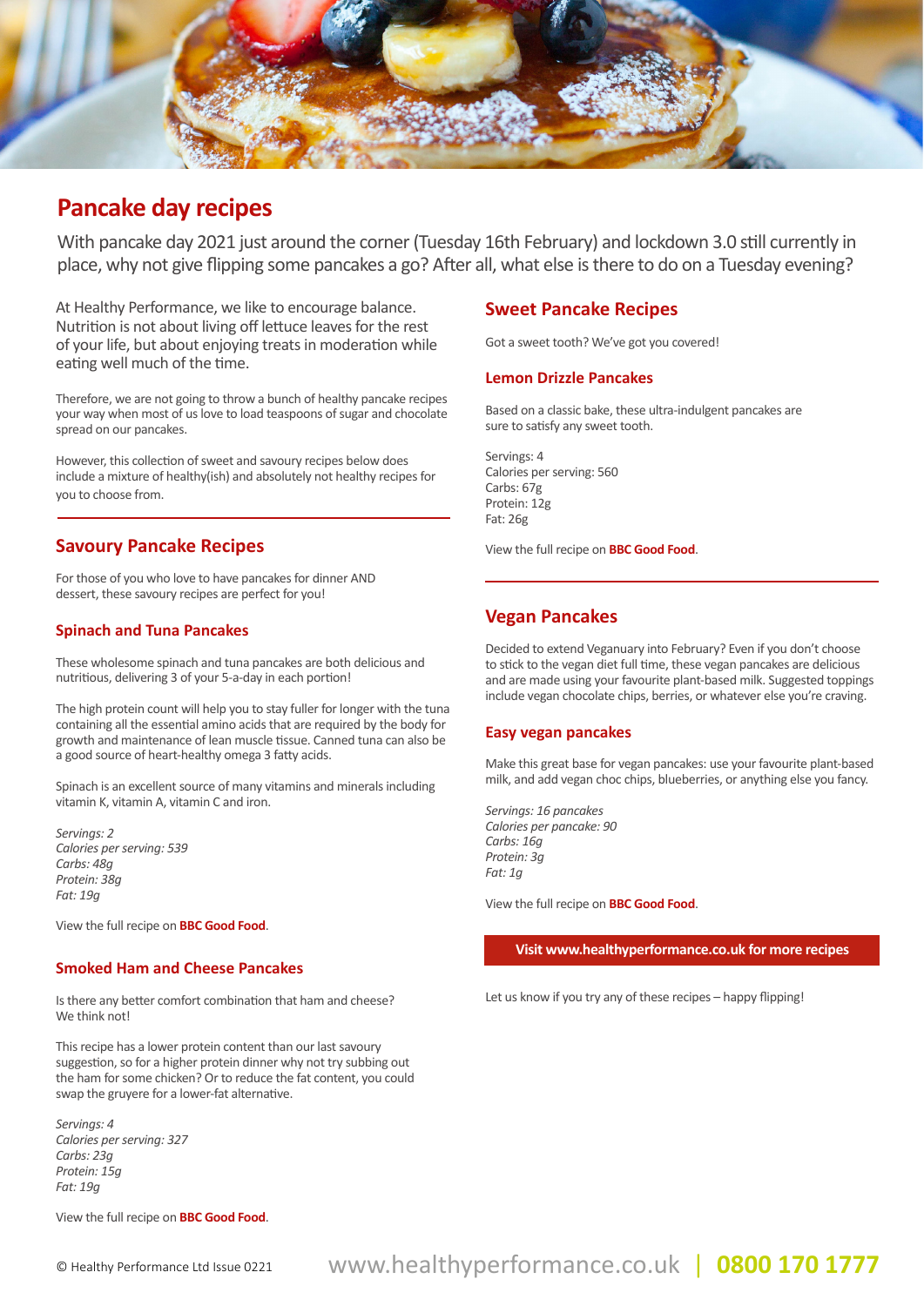# Pancake day recipes

With pancake day 2021 just around the corner (Tuesday 16th February) and lockdown 3.0 still currently in place, why not give flipping some pancakes a go? After all, what else is there to do on a Tuesday evening?

At Healthy Performance, we like to encourage balance. Nutrition is not about living off lettuce leaves for the rest of your life, but about enjoying treats in moderation while eating well much of the time.

Therefore, we are not going to throw a bunch of healthy pancake recipes your way when most of us love to load teaspoons of sugar and chocolate spread on our pancakes.

However, this collection of sweet and savoury recipes below does include a mixture of healthy(ish) and absolutely not healthy recipes for you to choose from.

## Savoury Pancake Recipes

For those of you who love to have pancakes for dinner AND dessert, these savoury recipes are perfect for you!

### Spinach and Tuna Pancakes

These wholesome spinach and tuna pancakes are both delicious and nutritious, delivering 3 of your 5-a-day in each portion!

The high protein count will help you to stay fuller for longer with the tuna containing all the essential amino acids that are required by the body for growth and maintenance of lean muscle tissue. Canned tuna can also be a good source of heart-healthy omega 3 fatty acids.

Spinach is an excellent source of many vitamins and minerals including vitamin K, vitamin A, vitamin C and iron.

*Servings: 2*
*Calories per serving: 539*
*Carbs: 48g*
*Protein: 38g*
*Fat: 19g*

View the full recipe on **BBC Good Food**.

### Smoked Ham and Cheese Pancakes

Is there any better comfort combination that ham and cheese? We think not!

This recipe has a lower protein content than our last savoury suggestion, so for a higher protein dinner why not try subbing out the ham for some chicken? Or to reduce the fat content, you could swap the gruyere for a lower-fat alternative.

*Servings: 4*
*Calories per serving: 327*
*Carbs: 23g*
*Protein: 15g*
*Fat: 19g*

View the full recipe on **BBC Good Food**.

## Sweet Pancake Recipes

Got a sweet tooth? We've got you covered!

### Lemon Drizzle Pancakes

Based on a classic bake, these ultra-indulgent pancakes are sure to satisfy any sweet tooth.

Servings: 4
Calories per serving: 560
Carbs: 67g
Protein: 12g
Fat: 26g

View the full recipe on **BBC Good Food**.

## Vegan Pancakes

Decided to extend Veganuary into February? Even if you don't choose to stick to the vegan diet full time, these vegan pancakes are delicious and are made using your favourite plant-based milk. Suggested toppings include vegan chocolate chips, berries, or whatever else you're craving.

### Easy vegan pancakes

Make this great base for vegan pancakes: use your favourite plant-based milk, and add vegan choc chips, blueberries, or anything else you fancy.

*Servings: 16 pancakes*
*Calories per pancake: 90*
*Carbs: 16g*
*Protein: 3g*
*Fat: 1g*

View the full recipe on **BBC Good Food**.

**Visit www.healthyperformance.co.uk for more recipes**

Let us know if you try any of these recipes – happy flipping!

© Healthy Performance Ltd Issue 0221    www.healthyperformance.co.uk | **0800 170 1777**